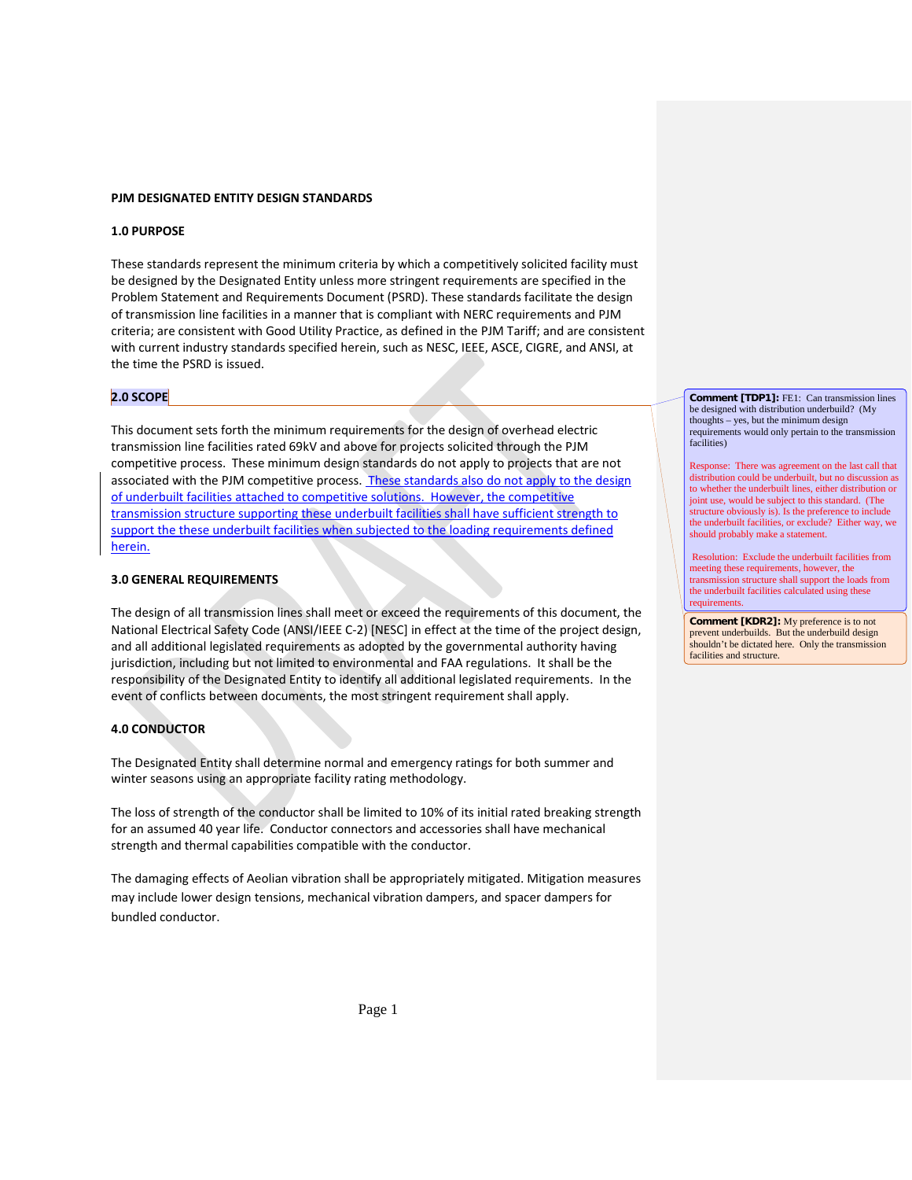**PJM DESIGNATED ENTITY DESIGN STANDARDS**

## 1.0 PURPOSE

These standards represent the minimum criteria by which a competitively solicited facility must be designed by the Designated Entity unless more stringent requirements are specified in the Problem Statement and Requirements Document (PSRD). These standards facilitate the design of transmission line facilities in a manner that is compliant with NERC requirements and PJM criteria; are consistent with Good Utility Practice, as defined in the PJM Tariff; and are consistent with current industry standards specified herein, such as NESC, IEEE, ASCE, CIGRE, and ANSI, at the time the PSRD is issued.

## 2.0 SCOPE

This document sets forth the minimum requirements for the design of overhead electric transmission line facilities rated 69kV and above for projects solicited through the PJM competitive process. These minimum design standards do not apply to projects that are not associated with the PJM competitive process. These standards also do not apply to the design of underbuilt facilities attached to competitive solutions. However, the competitive transmission structure supporting these underbuilt facilities shall have sufficient strength to support the these underbuilt facilities when subjected to the loading requirements defined herein.

> **Comment [TDP1]:** FE1: Can transmission lines be designed with distribution underbuild? (My thoughts – yes, but the minimum design requirements would only pertain to the transmission facilities)
>
> Response: There was agreement on the last call that distribution could be underbuilt, but no discussion as to whether the underbuilt lines, either distribution or joint use, would be subject to this standard. (The structure obviously is). Is the preference to include the underbuilt facilities, or exclude? Either way, we should probably make a statement.
>
> Resolution: Exclude the underbuilt facilities from meeting these requirements, however, the transmission structure shall support the loads from the underbuilt facilities calculated using these requirements.

> **Comment [KDR2]:** My preference is to not prevent underbuilds. But the underbuild design shouldn't be dictated here. Only the transmission facilities and structure.

## 3.0 GENERAL REQUIREMENTS

The design of all transmission lines shall meet or exceed the requirements of this document, the National Electrical Safety Code (ANSI/IEEE C-2) [NESC] in effect at the time of the project design, and all additional legislated requirements as adopted by the governmental authority having jurisdiction, including but not limited to environmental and FAA regulations. It shall be the responsibility of the Designated Entity to identify all additional legislated requirements. In the event of conflicts between documents, the most stringent requirement shall apply.

## 4.0 CONDUCTOR

The Designated Entity shall determine normal and emergency ratings for both summer and winter seasons using an appropriate facility rating methodology.

The loss of strength of the conductor shall be limited to 10% of its initial rated breaking strength for an assumed 40 year life. Conductor connectors and accessories shall have mechanical strength and thermal capabilities compatible with the conductor.

The damaging effects of Aeolian vibration shall be appropriately mitigated. Mitigation measures may include lower design tensions, mechanical vibration dampers, and spacer dampers for bundled conductor.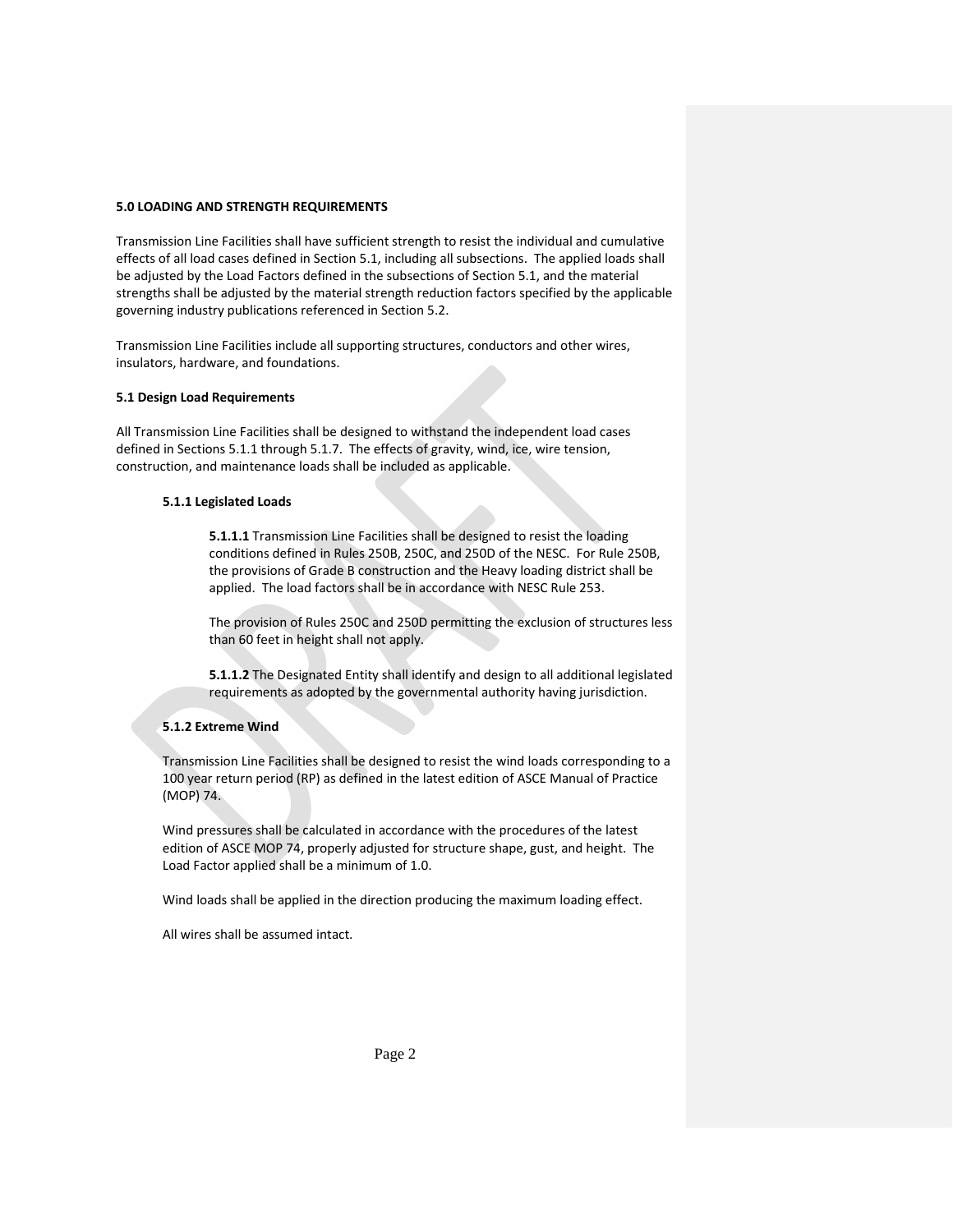## 5.0 LOADING AND STRENGTH REQUIREMENTS

Transmission Line Facilities shall have sufficient strength to resist the individual and cumulative effects of all load cases defined in Section 5.1, including all subsections. The applied loads shall be adjusted by the Load Factors defined in the subsections of Section 5.1, and the material strengths shall be adjusted by the material strength reduction factors specified by the applicable governing industry publications referenced in Section 5.2.

Transmission Line Facilities include all supporting structures, conductors and other wires, insulators, hardware, and foundations.

### 5.1 Design Load Requirements

All Transmission Line Facilities shall be designed to withstand the independent load cases defined in Sections 5.1.1 through 5.1.7. The effects of gravity, wind, ice, wire tension, construction, and maintenance loads shall be included as applicable.

#### 5.1.1 Legislated Loads

**5.1.1.1** Transmission Line Facilities shall be designed to resist the loading conditions defined in Rules 250B, 250C, and 250D of the NESC. For Rule 250B, the provisions of Grade B construction and the Heavy loading district shall be applied. The load factors shall be in accordance with NESC Rule 253.

The provision of Rules 250C and 250D permitting the exclusion of structures less than 60 feet in height shall not apply.

**5.1.1.2** The Designated Entity shall identify and design to all additional legislated requirements as adopted by the governmental authority having jurisdiction.

#### 5.1.2 Extreme Wind

Transmission Line Facilities shall be designed to resist the wind loads corresponding to a 100 year return period (RP) as defined in the latest edition of ASCE Manual of Practice (MOP) 74.

Wind pressures shall be calculated in accordance with the procedures of the latest edition of ASCE MOP 74, properly adjusted for structure shape, gust, and height. The Load Factor applied shall be a minimum of 1.0.

Wind loads shall be applied in the direction producing the maximum loading effect.

All wires shall be assumed intact.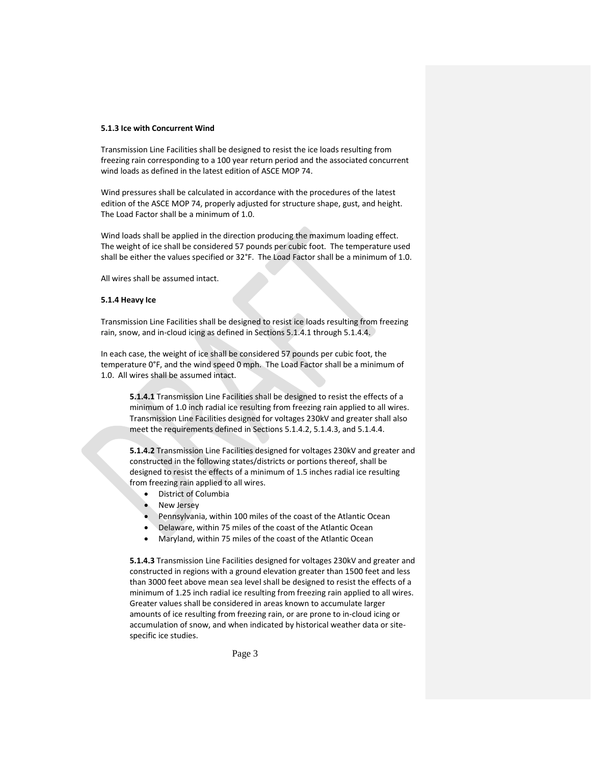#### 5.1.3 Ice with Concurrent Wind

Transmission Line Facilities shall be designed to resist the ice loads resulting from freezing rain corresponding to a 100 year return period and the associated concurrent wind loads as defined in the latest edition of ASCE MOP 74.

Wind pressures shall be calculated in accordance with the procedures of the latest edition of the ASCE MOP 74, properly adjusted for structure shape, gust, and height. The Load Factor shall be a minimum of 1.0.

Wind loads shall be applied in the direction producing the maximum loading effect. The weight of ice shall be considered 57 pounds per cubic foot. The temperature used shall be either the values specified or 32°F. The Load Factor shall be a minimum of 1.0.

All wires shall be assumed intact.

#### 5.1.4 Heavy Ice

Transmission Line Facilities shall be designed to resist ice loads resulting from freezing rain, snow, and in-cloud icing as defined in Sections 5.1.4.1 through 5.1.4.4.

In each case, the weight of ice shall be considered 57 pounds per cubic foot, the temperature 0°F, and the wind speed 0 mph. The Load Factor shall be a minimum of 1.0. All wires shall be assumed intact.

**5.1.4.1** Transmission Line Facilities shall be designed to resist the effects of a minimum of 1.0 inch radial ice resulting from freezing rain applied to all wires. Transmission Line Facilities designed for voltages 230kV and greater shall also meet the requirements defined in Sections 5.1.4.2, 5.1.4.3, and 5.1.4.4.

**5.1.4.2** Transmission Line Facilities designed for voltages 230kV and greater and constructed in the following states/districts or portions thereof, shall be designed to resist the effects of a minimum of 1.5 inches radial ice resulting from freezing rain applied to all wires.

- District of Columbia
- New Jersey
- Pennsylvania, within 100 miles of the coast of the Atlantic Ocean
- Delaware, within 75 miles of the coast of the Atlantic Ocean
- Maryland, within 75 miles of the coast of the Atlantic Ocean

**5.1.4.3** Transmission Line Facilities designed for voltages 230kV and greater and constructed in regions with a ground elevation greater than 1500 feet and less than 3000 feet above mean sea level shall be designed to resist the effects of a minimum of 1.25 inch radial ice resulting from freezing rain applied to all wires. Greater values shall be considered in areas known to accumulate larger amounts of ice resulting from freezing rain, or are prone to in-cloud icing or accumulation of snow, and when indicated by historical weather data or site-specific ice studies.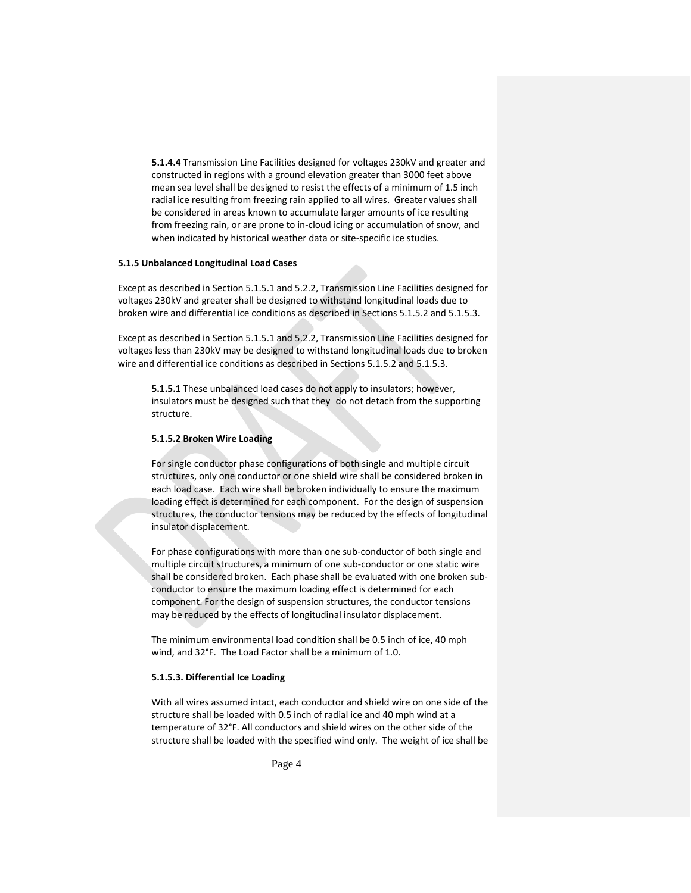**5.1.4.4** Transmission Line Facilities designed for voltages 230kV and greater and constructed in regions with a ground elevation greater than 3000 feet above mean sea level shall be designed to resist the effects of a minimum of 1.5 inch radial ice resulting from freezing rain applied to all wires. Greater values shall be considered in areas known to accumulate larger amounts of ice resulting from freezing rain, or are prone to in-cloud icing or accumulation of snow, and when indicated by historical weather data or site-specific ice studies.

**5.1.5 Unbalanced Longitudinal Load Cases**

Except as described in Section 5.1.5.1 and 5.2.2, Transmission Line Facilities designed for voltages 230kV and greater shall be designed to withstand longitudinal loads due to broken wire and differential ice conditions as described in Sections 5.1.5.2 and 5.1.5.3.

Except as described in Section 5.1.5.1 and 5.2.2, Transmission Line Facilities designed for voltages less than 230kV may be designed to withstand longitudinal loads due to broken wire and differential ice conditions as described in Sections 5.1.5.2 and 5.1.5.3.

**5.1.5.1** These unbalanced load cases do not apply to insulators; however, insulators must be designed such that they do not detach from the supporting structure.

**5.1.5.2 Broken Wire Loading**

For single conductor phase configurations of both single and multiple circuit structures, only one conductor or one shield wire shall be considered broken in each load case. Each wire shall be broken individually to ensure the maximum loading effect is determined for each component. For the design of suspension structures, the conductor tensions may be reduced by the effects of longitudinal insulator displacement.

For phase configurations with more than one sub-conductor of both single and multiple circuit structures, a minimum of one sub-conductor or one static wire shall be considered broken. Each phase shall be evaluated with one broken sub-conductor to ensure the maximum loading effect is determined for each component. For the design of suspension structures, the conductor tensions may be reduced by the effects of longitudinal insulator displacement.

The minimum environmental load condition shall be 0.5 inch of ice, 40 mph wind, and 32°F. The Load Factor shall be a minimum of 1.0.

**5.1.5.3. Differential Ice Loading**

With all wires assumed intact, each conductor and shield wire on one side of the structure shall be loaded with 0.5 inch of radial ice and 40 mph wind at a temperature of 32°F. All conductors and shield wires on the other side of the structure shall be loaded with the specified wind only. The weight of ice shall be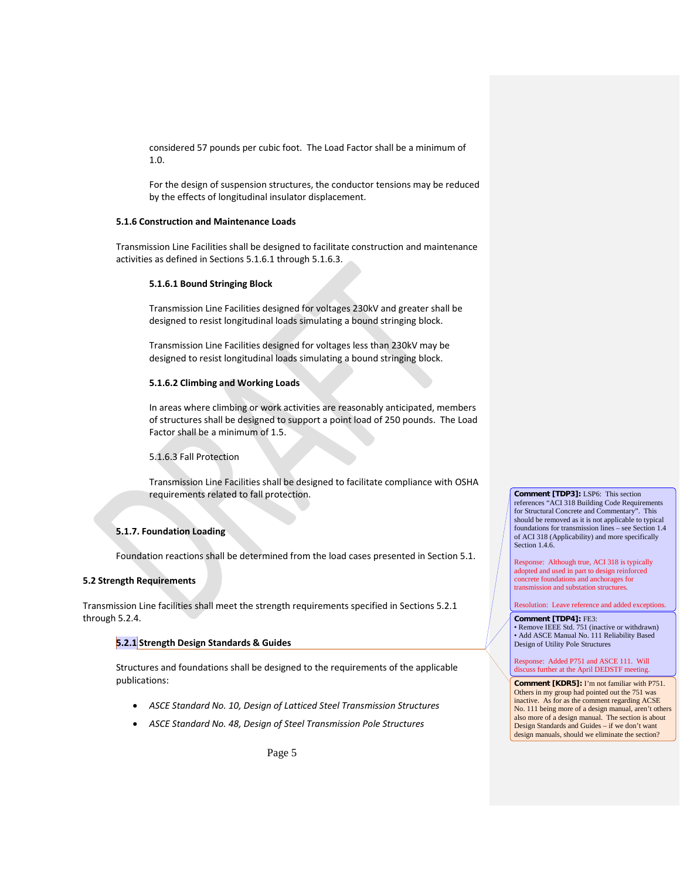considered 57 pounds per cubic foot. The Load Factor shall be a minimum of 1.0.

For the design of suspension structures, the conductor tensions may be reduced by the effects of longitudinal insulator displacement.

### 5.1.6 Construction and Maintenance Loads

Transmission Line Facilities shall be designed to facilitate construction and maintenance activities as defined in Sections 5.1.6.1 through 5.1.6.3.

#### 5.1.6.1 Bound Stringing Block

Transmission Line Facilities designed for voltages 230kV and greater shall be designed to resist longitudinal loads simulating a bound stringing block.

Transmission Line Facilities designed for voltages less than 230kV may be designed to resist longitudinal loads simulating a bound stringing block.

#### 5.1.6.2 Climbing and Working Loads

In areas where climbing or work activities are reasonably anticipated, members of structures shall be designed to support a point load of 250 pounds. The Load Factor shall be a minimum of 1.5.

5.1.6.3 Fall Protection

Transmission Line Facilities shall be designed to facilitate compliance with OSHA requirements related to fall protection.

### 5.1.7. Foundation Loading

Foundation reactions shall be determined from the load cases presented in Section 5.1.

## 5.2 Strength Requirements

Transmission Line facilities shall meet the strength requirements specified in Sections 5.2.1 through 5.2.4.

### 5.2.1 Strength Design Standards & Guides

Structures and foundations shall be designed to the requirements of the applicable publications:

- *ASCE Standard No. 10, Design of Latticed Steel Transmission Structures*
- *ASCE Standard No. 48, Design of Steel Transmission Pole Structures*

**Comment [TDP3]:** LSP6: This section references "ACI 318 Building Code Requirements for Structural Concrete and Commentary". This should be removed as it is not applicable to typical foundations for transmission lines – see Section 1.4 of ACI 318 (Applicability) and more specifically Section 1.4.6.

Response: Although true, ACI 318 is typically adopted and used in part to design reinforced concrete foundations and anchorages for transmission and substation structures.

Resolution: Leave reference and added exceptions.

**Comment [TDP4]:** FE3:
- Remove IEEE Std. 751 (inactive or withdrawn)
- Add ASCE Manual No. 111 Reliability Based Design of Utility Pole Structures

Response: Added P751 and ASCE 111. Will discuss further at the April DEDSTF meeting.

**Comment [KDR5]:** I'm not familiar with P751. Others in my group had pointed out the 751 was inactive. As for as the comment regarding ACSE No. 111 being more of a design manual, aren't others also more of a design manual. The section is about Design Standards and Guides – if we don't want design manuals, should we eliminate the section?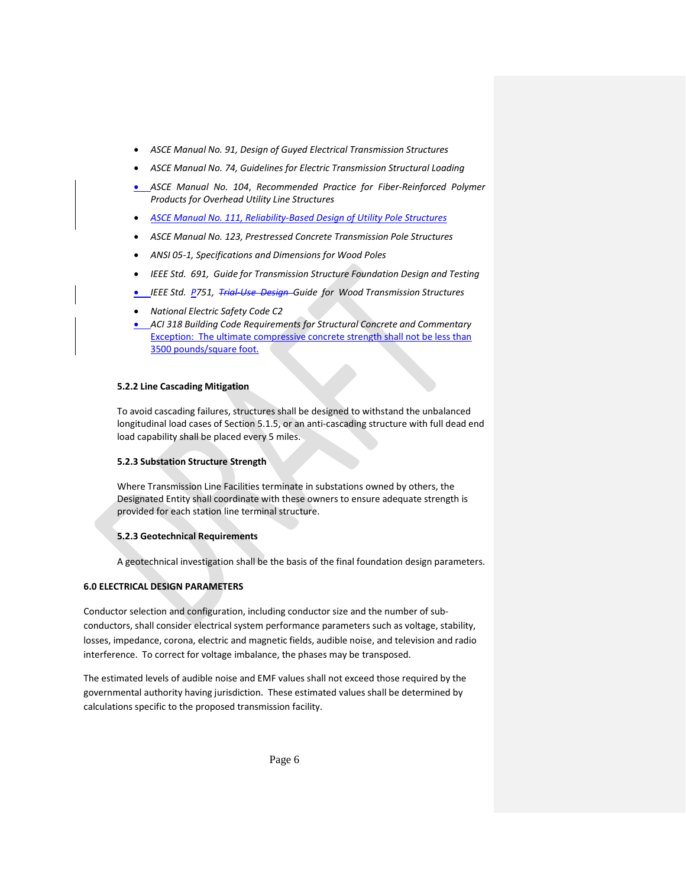- *ASCE Manual No. 91, Design of Guyed Electrical Transmission Structures*
- *ASCE Manual No. 74, Guidelines for Electric Transmission Structural Loading*
- *ASCE Manual No. 104, Recommended Practice for Fiber-Reinforced Polymer Products for Overhead Utility Line Structures*
- *ASCE Manual No. 111, Reliability-Based Design of Utility Pole Structures*
- *ASCE Manual No. 123, Prestressed Concrete Transmission Pole Structures*
- *ANSI 05-1, Specifications and Dimensions for Wood Poles*
- *IEEE Std. 691, Guide for Transmission Structure Foundation Design and Testing*
- *IEEE Std. P751, ~~Trial-Use Design~~ Guide for Wood Transmission Structures*
- *National Electric Safety Code C2*
- *ACI 318 Building Code Requirements for Structural Concrete and Commentary* Exception: The ultimate compressive concrete strength shall not be less than 3500 pounds/square foot.

### 5.2.2 Line Cascading Mitigation

To avoid cascading failures, structures shall be designed to withstand the unbalanced longitudinal load cases of Section 5.1.5, or an anti-cascading structure with full dead end load capability shall be placed every 5 miles.

### 5.2.3 Substation Structure Strength

Where Transmission Line Facilities terminate in substations owned by others, the Designated Entity shall coordinate with these owners to ensure adequate strength is provided for each station line terminal structure.

### 5.2.3 Geotechnical Requirements

A geotechnical investigation shall be the basis of the final foundation design parameters.

## 6.0 ELECTRICAL DESIGN PARAMETERS

Conductor selection and configuration, including conductor size and the number of sub-conductors, shall consider electrical system performance parameters such as voltage, stability, losses, impedance, corona, electric and magnetic fields, audible noise, and television and radio interference. To correct for voltage imbalance, the phases may be transposed.

The estimated levels of audible noise and EMF values shall not exceed those required by the governmental authority having jurisdiction. These estimated values shall be determined by calculations specific to the proposed transmission facility.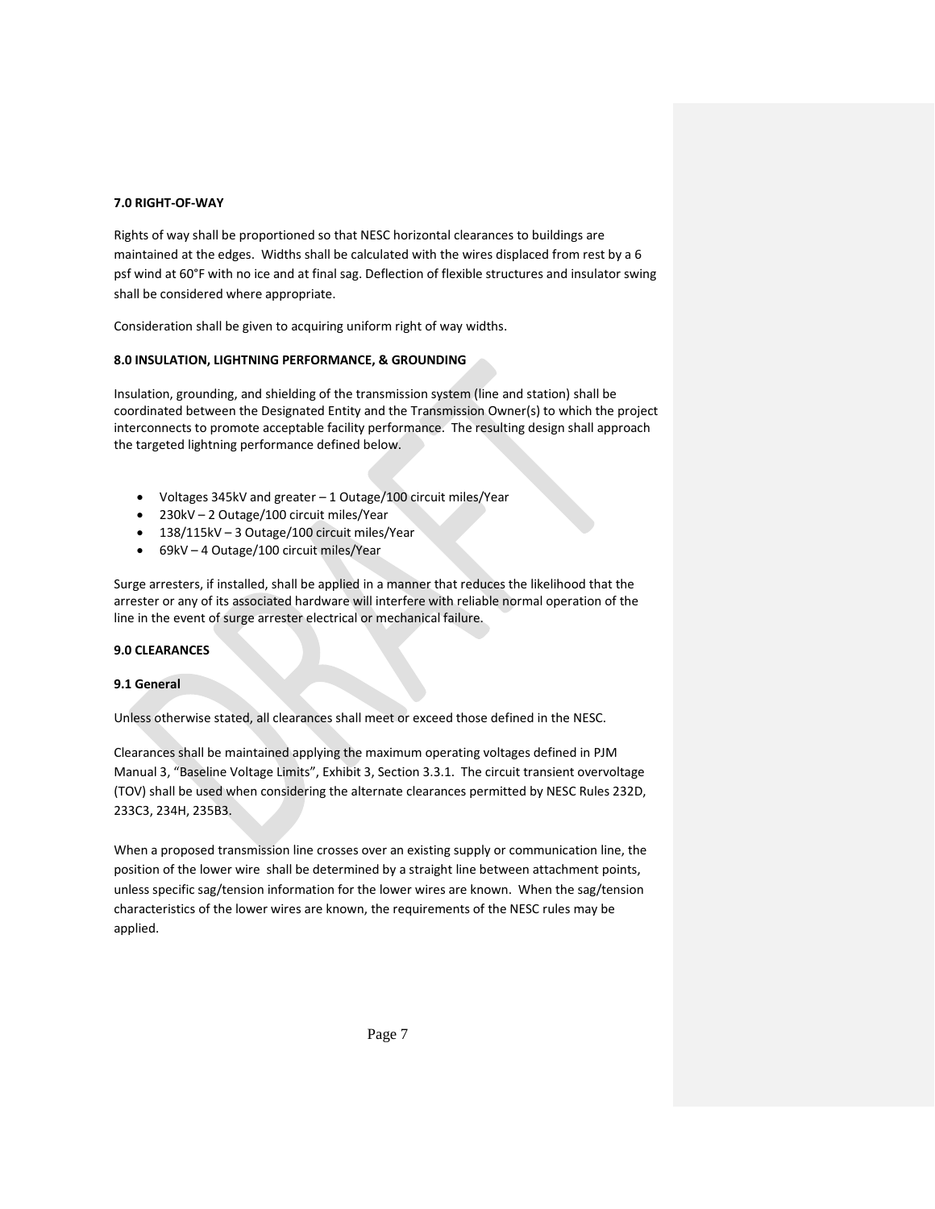**7.0 RIGHT-OF-WAY**

Rights of way shall be proportioned so that NESC horizontal clearances to buildings are maintained at the edges. Widths shall be calculated with the wires displaced from rest by a 6 psf wind at 60°F with no ice and at final sag. Deflection of flexible structures and insulator swing shall be considered where appropriate.

Consideration shall be given to acquiring uniform right of way widths.

**8.0 INSULATION, LIGHTNING PERFORMANCE, & GROUNDING**

Insulation, grounding, and shielding of the transmission system (line and station) shall be coordinated between the Designated Entity and the Transmission Owner(s) to which the project interconnects to promote acceptable facility performance. The resulting design shall approach the targeted lightning performance defined below.

- Voltages 345kV and greater – 1 Outage/100 circuit miles/Year
- 230kV – 2 Outage/100 circuit miles/Year
- 138/115kV – 3 Outage/100 circuit miles/Year
- 69kV – 4 Outage/100 circuit miles/Year

Surge arresters, if installed, shall be applied in a manner that reduces the likelihood that the arrester or any of its associated hardware will interfere with reliable normal operation of the line in the event of surge arrester electrical or mechanical failure.

**9.0 CLEARANCES**

**9.1 General**

Unless otherwise stated, all clearances shall meet or exceed those defined in the NESC.

Clearances shall be maintained applying the maximum operating voltages defined in PJM Manual 3, "Baseline Voltage Limits", Exhibit 3, Section 3.3.1. The circuit transient overvoltage (TOV) shall be used when considering the alternate clearances permitted by NESC Rules 232D, 233C3, 234H, 235B3.

When a proposed transmission line crosses over an existing supply or communication line, the position of the lower wire shall be determined by a straight line between attachment points, unless specific sag/tension information for the lower wires are known. When the sag/tension characteristics of the lower wires are known, the requirements of the NESC rules may be applied.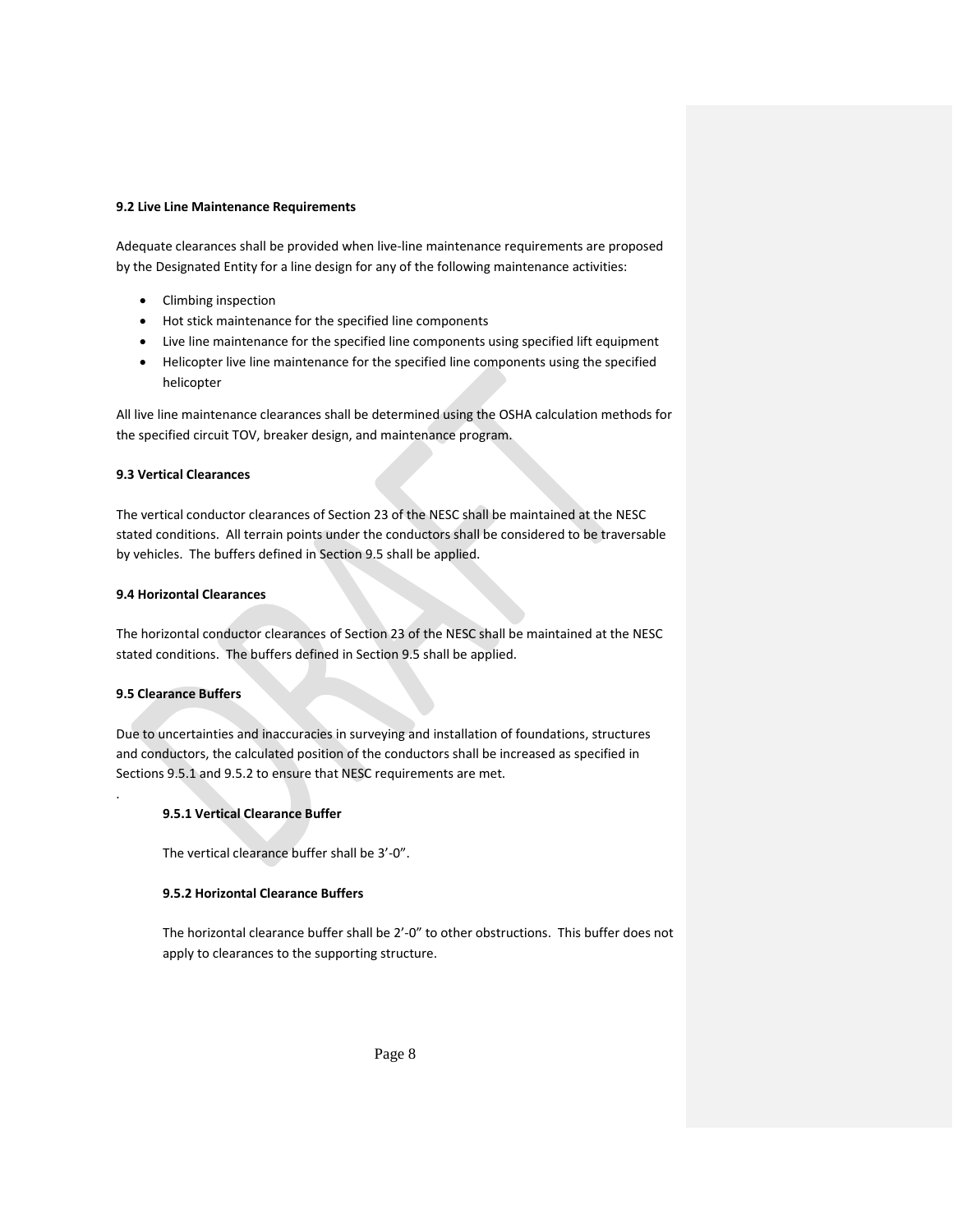### 9.2 Live Line Maintenance Requirements

Adequate clearances shall be provided when live-line maintenance requirements are proposed by the Designated Entity for a line design for any of the following maintenance activities:

- Climbing inspection
- Hot stick maintenance for the specified line components
- Live line maintenance for the specified line components using specified lift equipment
- Helicopter live line maintenance for the specified line components using the specified helicopter

All live line maintenance clearances shall be determined using the OSHA calculation methods for the specified circuit TOV, breaker design, and maintenance program.

### 9.3 Vertical Clearances

The vertical conductor clearances of Section 23 of the NESC shall be maintained at the NESC stated conditions. All terrain points under the conductors shall be considered to be traversable by vehicles. The buffers defined in Section 9.5 shall be applied.

### 9.4 Horizontal Clearances

The horizontal conductor clearances of Section 23 of the NESC shall be maintained at the NESC stated conditions. The buffers defined in Section 9.5 shall be applied.

### 9.5 Clearance Buffers

Due to uncertainties and inaccuracies in surveying and installation of foundations, structures and conductors, the calculated position of the conductors shall be increased as specified in Sections 9.5.1 and 9.5.2 to ensure that NESC requirements are met.

.

#### 9.5.1 Vertical Clearance Buffer

The vertical clearance buffer shall be 3'-0".

#### 9.5.2 Horizontal Clearance Buffers

The horizontal clearance buffer shall be 2'-0" to other obstructions. This buffer does not apply to clearances to the supporting structure.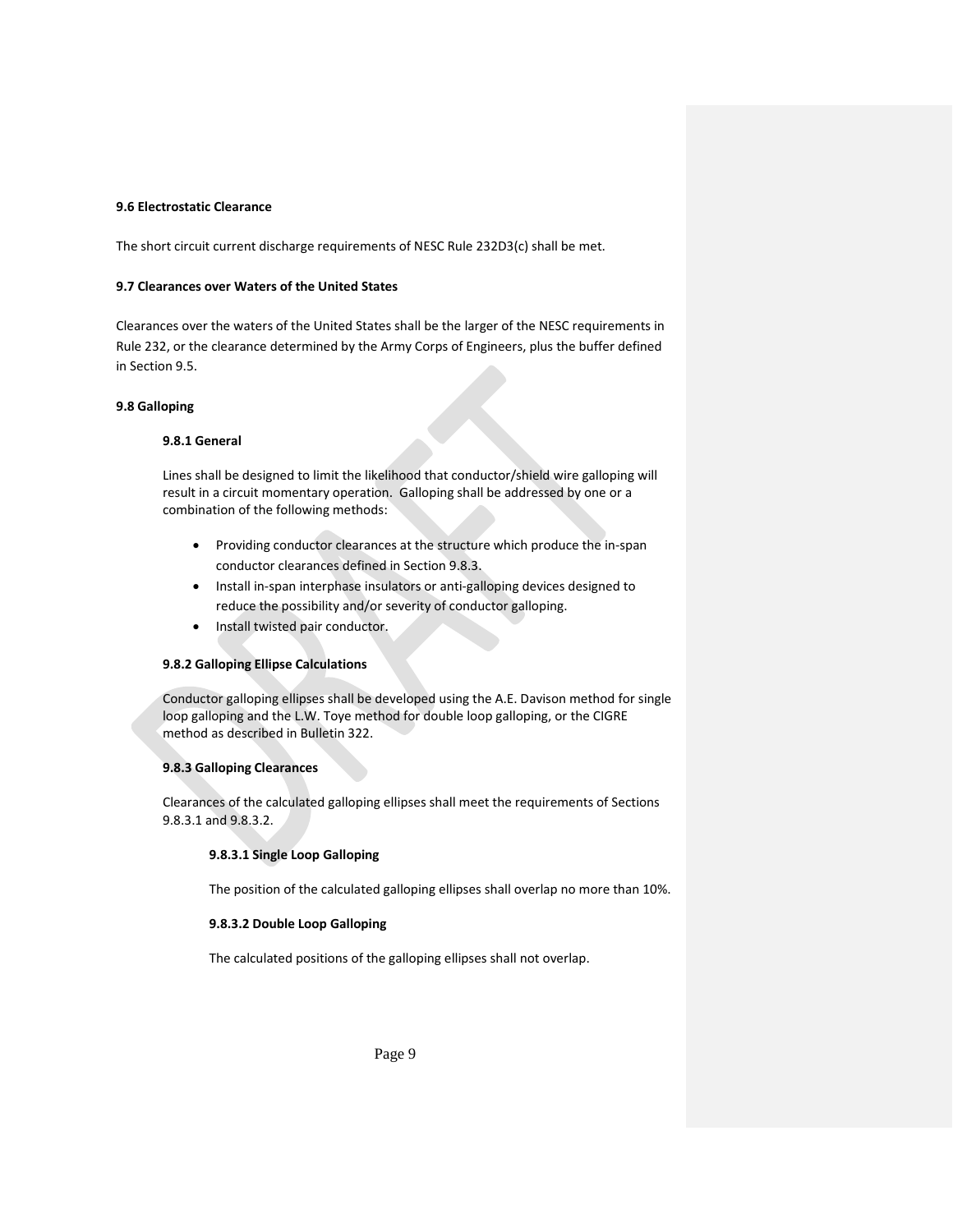### 9.6 Electrostatic Clearance

The short circuit current discharge requirements of NESC Rule 232D3(c) shall be met.

### 9.7 Clearances over Waters of the United States

Clearances over the waters of the United States shall be the larger of the NESC requirements in Rule 232, or the clearance determined by the Army Corps of Engineers, plus the buffer defined in Section 9.5.

### 9.8 Galloping

#### 9.8.1 General

Lines shall be designed to limit the likelihood that conductor/shield wire galloping will result in a circuit momentary operation. Galloping shall be addressed by one or a combination of the following methods:

- Providing conductor clearances at the structure which produce the in-span conductor clearances defined in Section 9.8.3.
- Install in-span interphase insulators or anti-galloping devices designed to reduce the possibility and/or severity of conductor galloping.
- Install twisted pair conductor.

#### 9.8.2 Galloping Ellipse Calculations

Conductor galloping ellipses shall be developed using the A.E. Davison method for single loop galloping and the L.W. Toye method for double loop galloping, or the CIGRE method as described in Bulletin 322.

#### 9.8.3 Galloping Clearances

Clearances of the calculated galloping ellipses shall meet the requirements of Sections 9.8.3.1 and 9.8.3.2.

##### 9.8.3.1 Single Loop Galloping

The position of the calculated galloping ellipses shall overlap no more than 10%.

##### 9.8.3.2 Double Loop Galloping

The calculated positions of the galloping ellipses shall not overlap.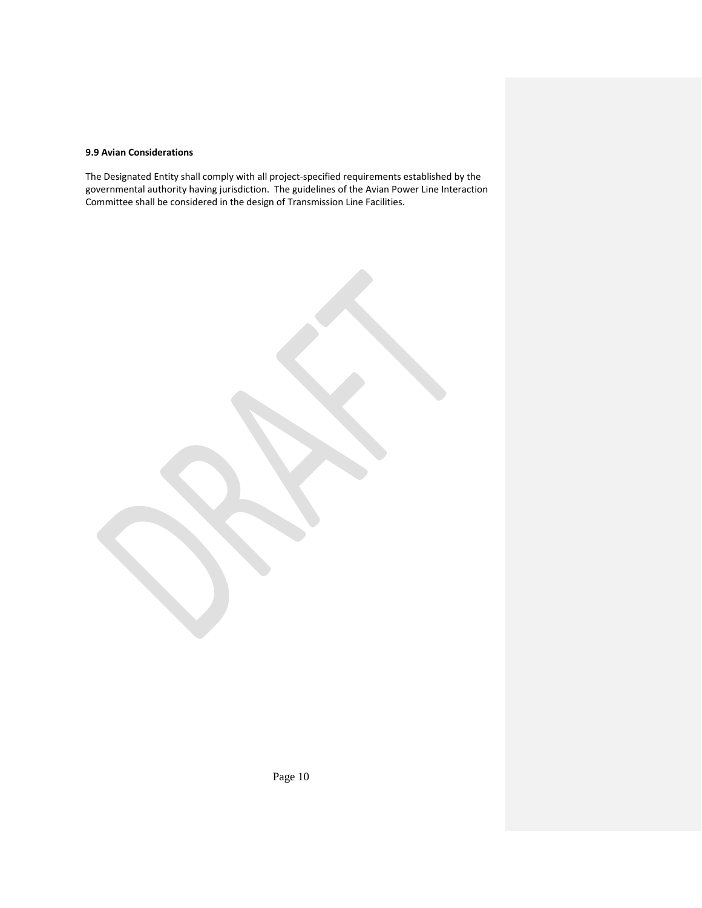**9.9 Avian Considerations**

The Designated Entity shall comply with all project-specified requirements established by the governmental authority having jurisdiction. The guidelines of the Avian Power Line Interaction Committee shall be considered in the design of Transmission Line Facilities.